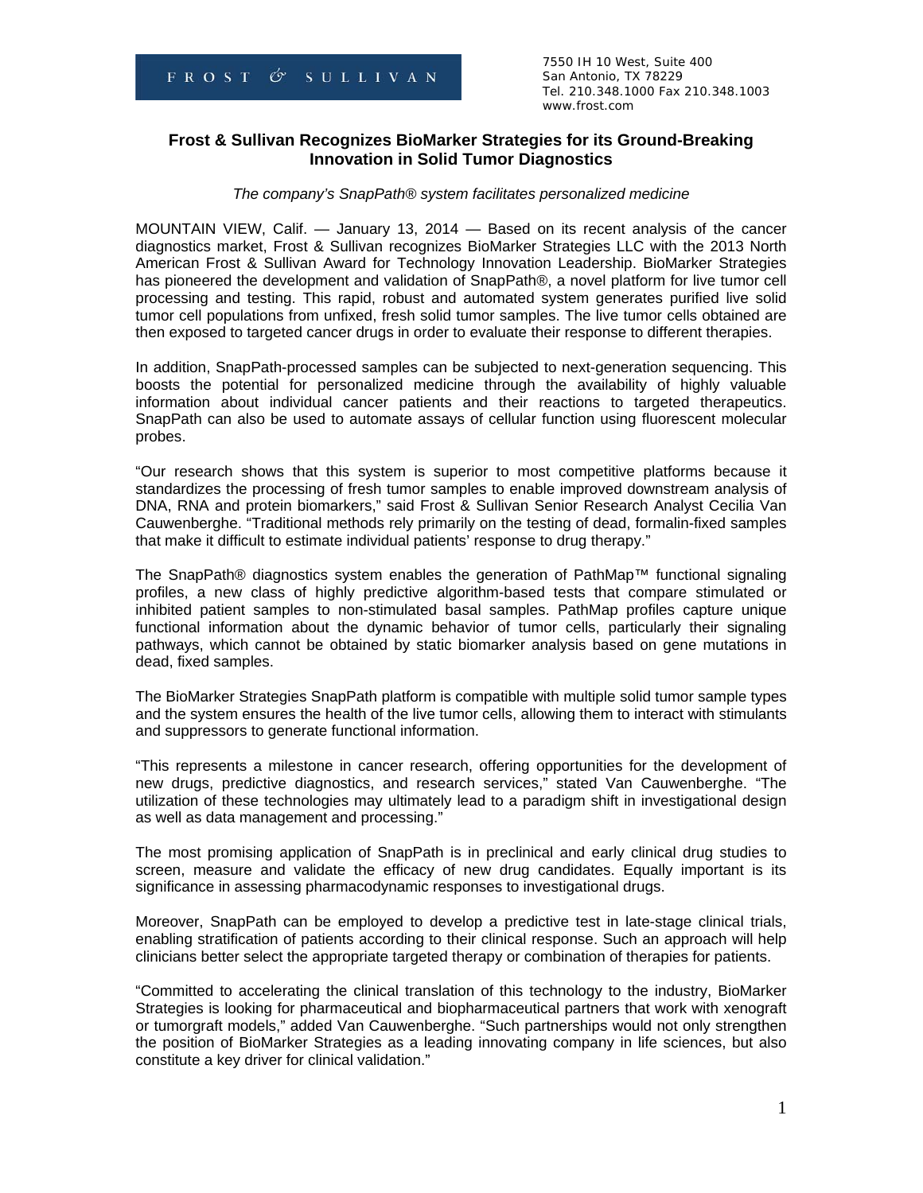FROST & SULLIVAN

7550 IH 10 West, Suite 400
San Antonio, TX 78229
Tel. 210.348.1000 Fax 210.348.1003
www.frost.com

# Frost & Sullivan Recognizes BioMarker Strategies for its Ground-Breaking Innovation in Solid Tumor Diagnostics

*The company's SnapPath® system facilitates personalized medicine*

MOUNTAIN VIEW, Calif. — January 13, 2014 — Based on its recent analysis of the cancer diagnostics market, Frost & Sullivan recognizes BioMarker Strategies LLC with the 2013 North American Frost & Sullivan Award for Technology Innovation Leadership. BioMarker Strategies has pioneered the development and validation of SnapPath®, a novel platform for live tumor cell processing and testing. This rapid, robust and automated system generates purified live solid tumor cell populations from unfixed, fresh solid tumor samples. The live tumor cells obtained are then exposed to targeted cancer drugs in order to evaluate their response to different therapies.

In addition, SnapPath-processed samples can be subjected to next-generation sequencing. This boosts the potential for personalized medicine through the availability of highly valuable information about individual cancer patients and their reactions to targeted therapeutics. SnapPath can also be used to automate assays of cellular function using fluorescent molecular probes.

"Our research shows that this system is superior to most competitive platforms because it standardizes the processing of fresh tumor samples to enable improved downstream analysis of DNA, RNA and protein biomarkers," said Frost & Sullivan Senior Research Analyst Cecilia Van Cauwenberghe. "Traditional methods rely primarily on the testing of dead, formalin-fixed samples that make it difficult to estimate individual patients' response to drug therapy."

The SnapPath® diagnostics system enables the generation of PathMap™ functional signaling profiles, a new class of highly predictive algorithm-based tests that compare stimulated or inhibited patient samples to non-stimulated basal samples. PathMap profiles capture unique functional information about the dynamic behavior of tumor cells, particularly their signaling pathways, which cannot be obtained by static biomarker analysis based on gene mutations in dead, fixed samples.

The BioMarker Strategies SnapPath platform is compatible with multiple solid tumor sample types and the system ensures the health of the live tumor cells, allowing them to interact with stimulants and suppressors to generate functional information.

"This represents a milestone in cancer research, offering opportunities for the development of new drugs, predictive diagnostics, and research services," stated Van Cauwenberghe. "The utilization of these technologies may ultimately lead to a paradigm shift in investigational design as well as data management and processing."

The most promising application of SnapPath is in preclinical and early clinical drug studies to screen, measure and validate the efficacy of new drug candidates. Equally important is its significance in assessing pharmacodynamic responses to investigational drugs.

Moreover, SnapPath can be employed to develop a predictive test in late-stage clinical trials, enabling stratification of patients according to their clinical response. Such an approach will help clinicians better select the appropriate targeted therapy or combination of therapies for patients.

"Committed to accelerating the clinical translation of this technology to the industry, BioMarker Strategies is looking for pharmaceutical and biopharmaceutical partners that work with xenograft or tumorgraft models," added Van Cauwenberghe. "Such partnerships would not only strengthen the position of BioMarker Strategies as a leading innovating company in life sciences, but also constitute a key driver for clinical validation."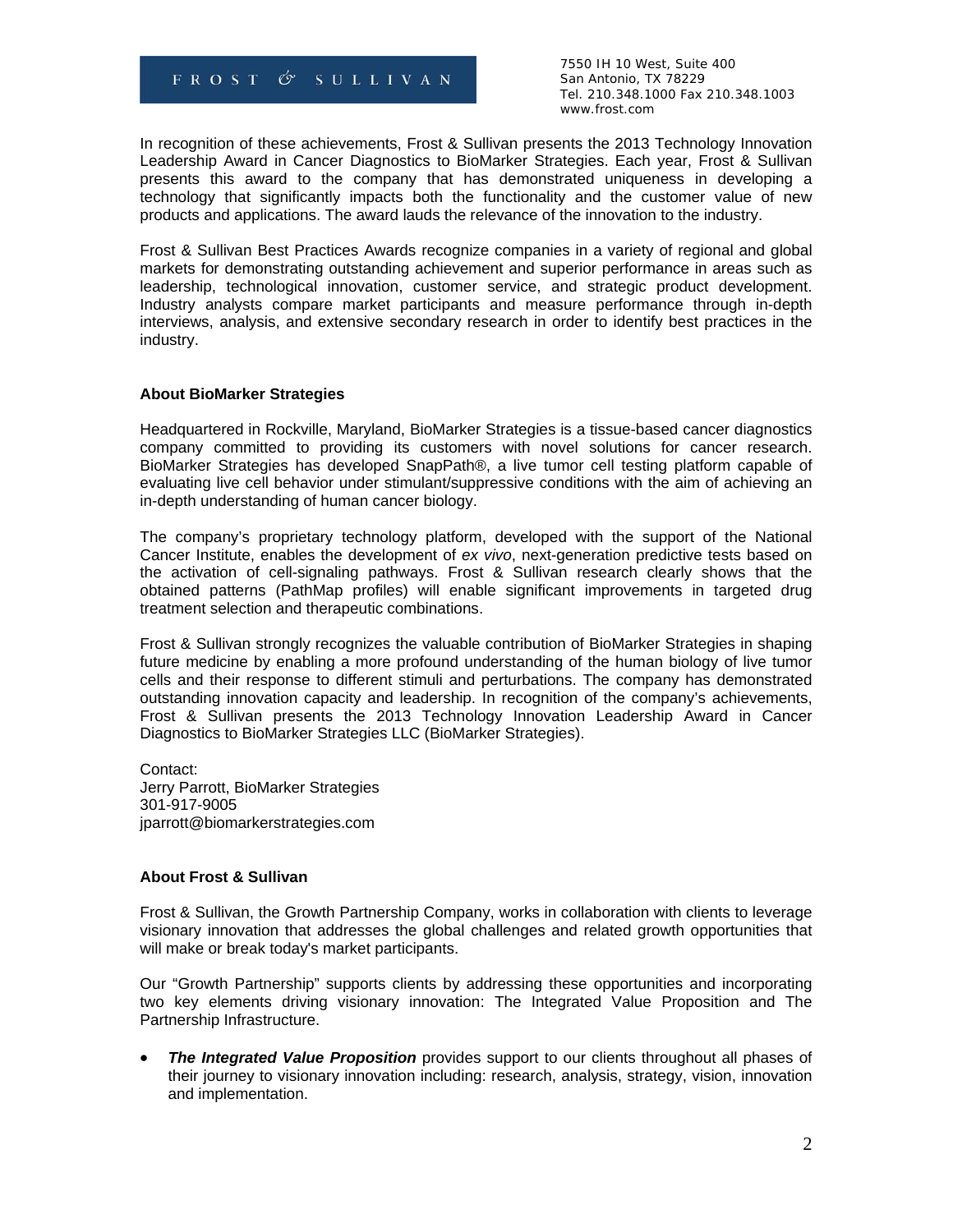In recognition of these achievements, Frost & Sullivan presents the 2013 Technology Innovation Leadership Award in Cancer Diagnostics to BioMarker Strategies. Each year, Frost & Sullivan presents this award to the company that has demonstrated uniqueness in developing a technology that significantly impacts both the functionality and the customer value of new products and applications. The award lauds the relevance of the innovation to the industry.

Frost & Sullivan Best Practices Awards recognize companies in a variety of regional and global markets for demonstrating outstanding achievement and superior performance in areas such as leadership, technological innovation, customer service, and strategic product development. Industry analysts compare market participants and measure performance through in-depth interviews, analysis, and extensive secondary research in order to identify best practices in the industry.

**About BioMarker Strategies**

Headquartered in Rockville, Maryland, BioMarker Strategies is a tissue-based cancer diagnostics company committed to providing its customers with novel solutions for cancer research. BioMarker Strategies has developed SnapPath®, a live tumor cell testing platform capable of evaluating live cell behavior under stimulant/suppressive conditions with the aim of achieving an in-depth understanding of human cancer biology.

The company's proprietary technology platform, developed with the support of the National Cancer Institute, enables the development of *ex vivo*, next-generation predictive tests based on the activation of cell-signaling pathways. Frost & Sullivan research clearly shows that the obtained patterns (PathMap profiles) will enable significant improvements in targeted drug treatment selection and therapeutic combinations.

Frost & Sullivan strongly recognizes the valuable contribution of BioMarker Strategies in shaping future medicine by enabling a more profound understanding of the human biology of live tumor cells and their response to different stimuli and perturbations. The company has demonstrated outstanding innovation capacity and leadership. In recognition of the company's achievements, Frost & Sullivan presents the 2013 Technology Innovation Leadership Award in Cancer Diagnostics to BioMarker Strategies LLC (BioMarker Strategies).

Contact:
Jerry Parrott, BioMarker Strategies
301-917-9005
jparrott@biomarkerstrategies.com

**About Frost & Sullivan**

Frost & Sullivan, the Growth Partnership Company, works in collaboration with clients to leverage visionary innovation that addresses the global challenges and related growth opportunities that will make or break today's market participants.

Our "Growth Partnership" supports clients by addressing these opportunities and incorporating two key elements driving visionary innovation: The Integrated Value Proposition and The Partnership Infrastructure.

- ***The Integrated Value Proposition*** provides support to our clients throughout all phases of their journey to visionary innovation including: research, analysis, strategy, vision, innovation and implementation.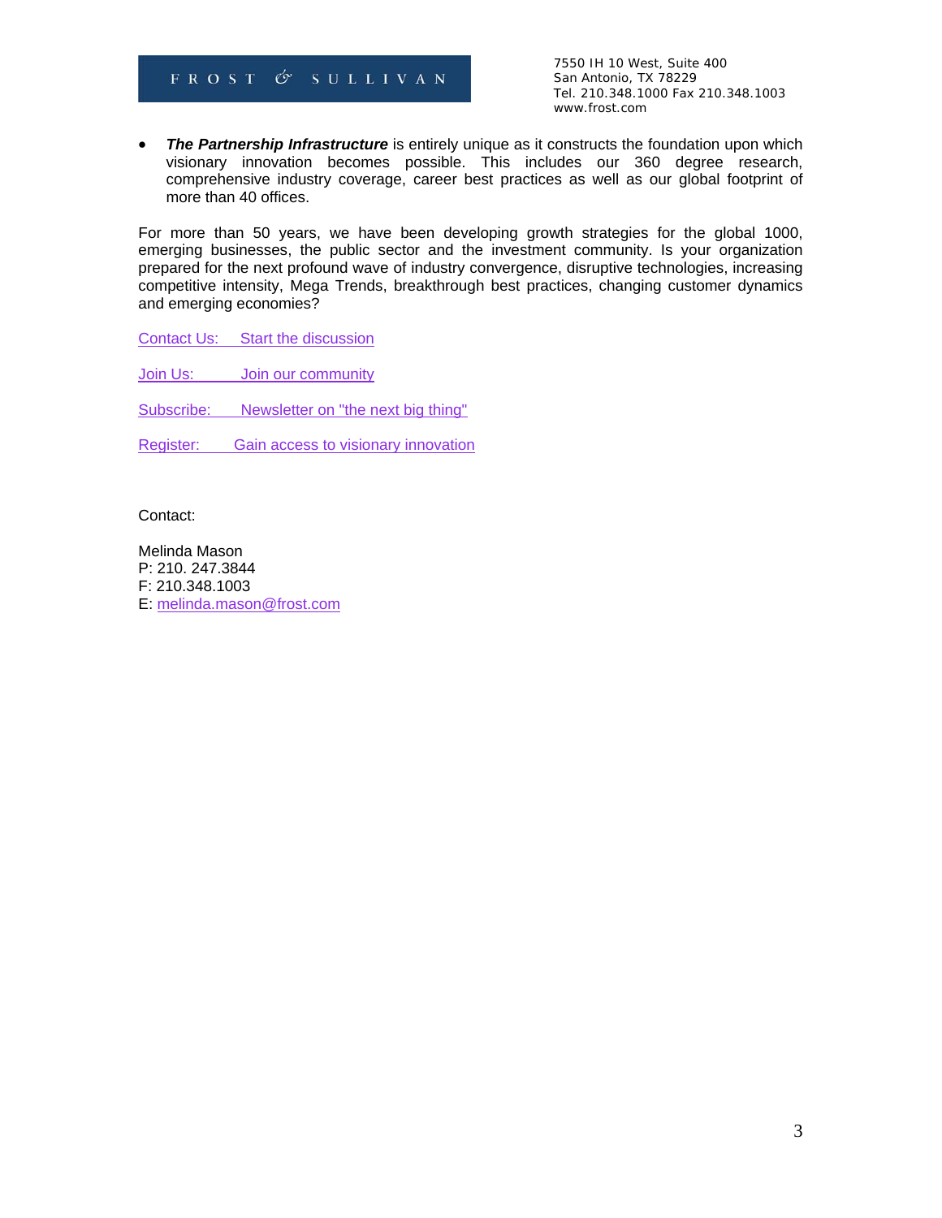- ***The Partnership Infrastructure*** is entirely unique as it constructs the foundation upon which visionary innovation becomes possible. This includes our 360 degree research, comprehensive industry coverage, career best practices as well as our global footprint of more than 40 offices.

For more than 50 years, we have been developing growth strategies for the global 1000, emerging businesses, the public sector and the investment community. Is your organization prepared for the next profound wave of industry convergence, disruptive technologies, increasing competitive intensity, Mega Trends, breakthrough best practices, changing customer dynamics and emerging economies?

Contact Us: Start the discussion

Join Us: Join our community

Subscribe: Newsletter on "the next big thing"

Register: Gain access to visionary innovation

Contact:

Melinda Mason
P: 210. 247.3844
F: 210.348.1003
E: melinda.mason@frost.com